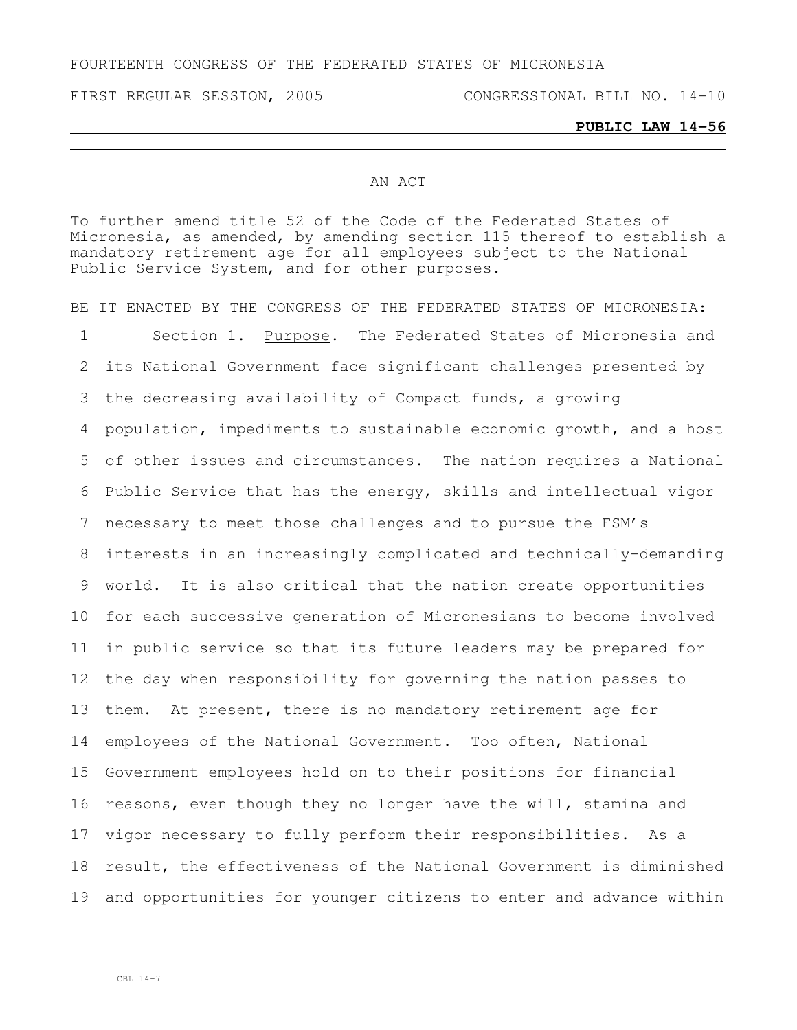FOURTEENTH CONGRESS OF THE FEDERATED STATES OF MICRONESIA

FIRST REGULAR SESSION, 2005 CONGRESSIONAL BILL NO. 14-10

**PUBLIC LAW 14-56**

AN ACT

To further amend title 52 of the Code of the Federated States of Micronesia, as amended, by amending section 115 thereof to establish a mandatory retirement age for all employees subject to the National Public Service System, and for other purposes.

BE IT ENACTED BY THE CONGRESS OF THE FEDERATED STATES OF MICRONESIA:

Section 1. Purpose. The Federated States of Micronesia and its National Government face significant challenges presented by the decreasing availability of Compact funds, a growing population, impediments to sustainable economic growth, and a host of other issues and circumstances. The nation requires a National Public Service that has the energy, skills and intellectual vigor necessary to meet those challenges and to pursue the FSM's interests in an increasingly complicated and technically-demanding world. It is also critical that the nation create opportunities for each successive generation of Micronesians to become involved in public service so that its future leaders may be prepared for the day when responsibility for governing the nation passes to them. At present, there is no mandatory retirement age for employees of the National Government. Too often, National Government employees hold on to their positions for financial reasons, even though they no longer have the will, stamina and vigor necessary to fully perform their responsibilities. As a result, the effectiveness of the National Government is diminished and opportunities for younger citizens to enter and advance within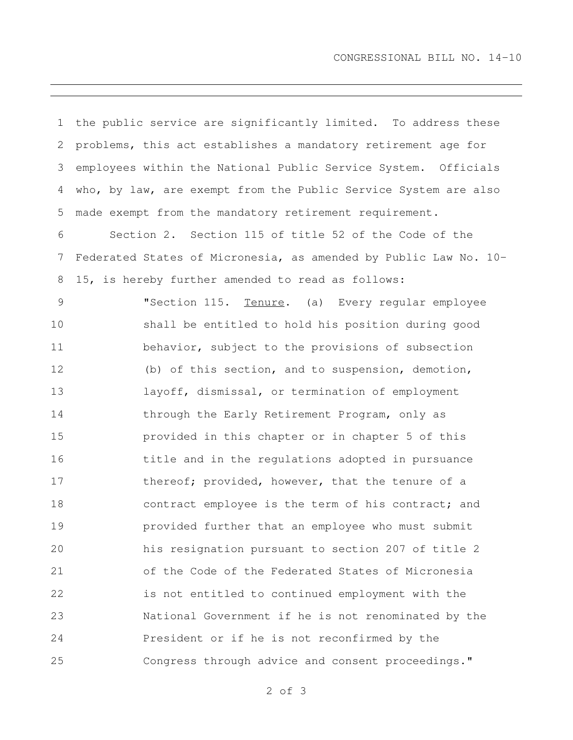the public service are significantly limited. To address these problems, this act establishes a mandatory retirement age for employees within the National Public Service System. Officials who, by law, are exempt from the Public Service System are also made exempt from the mandatory retirement requirement.

Section 2. Section 115 of title 52 of the Code of the Federated States of Micronesia, as amended by Public Law No. 10-15, is hereby further amended to read as follows:

> "Section 115. Tenure. (a) Every regular employee shall be entitled to hold his position during good behavior, subject to the provisions of subsection (b) of this section, and to suspension, demotion, layoff, dismissal, or termination of employment through the Early Retirement Program, only as provided in this chapter or in chapter 5 of this title and in the regulations adopted in pursuance thereof; provided, however, that the tenure of a contract employee is the term of his contract; and provided further that an employee who must submit his resignation pursuant to section 207 of title 2 of the Code of the Federated States of Micronesia is not entitled to continued employment with the National Government if he is not renominated by the President or if he is not reconfirmed by the Congress through advice and consent proceedings."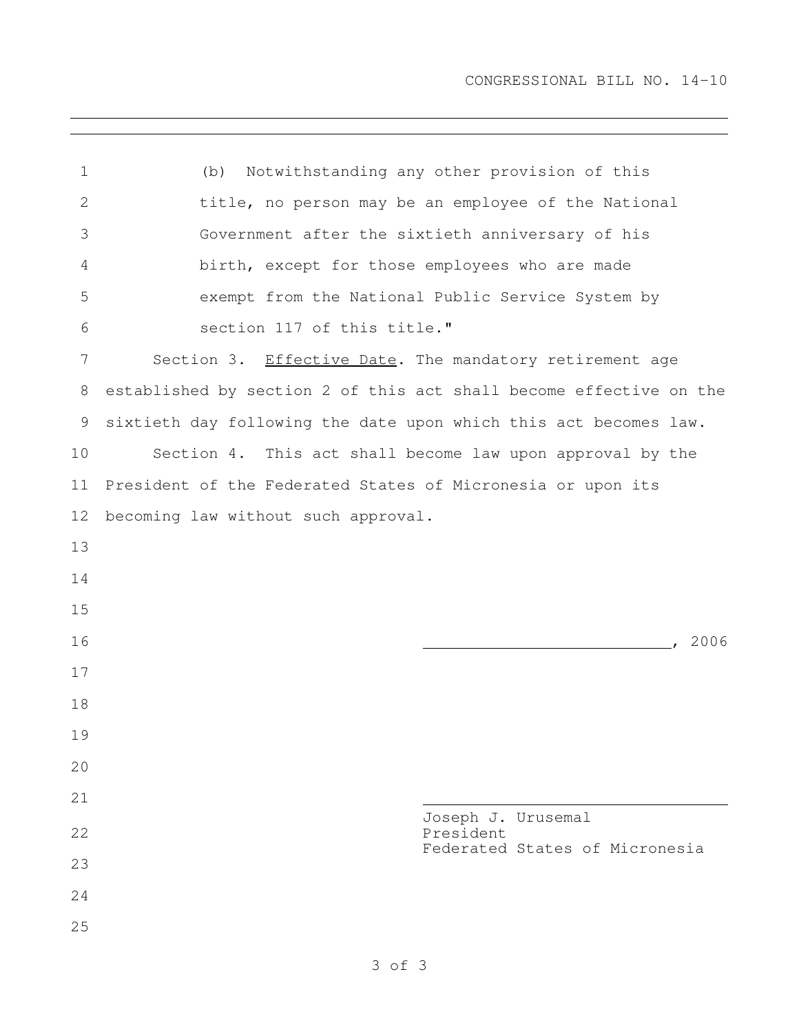(b) Notwithstanding any other provision of this title, no person may be an employee of the National Government after the sixtieth anniversary of his birth, except for those employees who are made exempt from the National Public Service System by section 117 of this title."

Section 3. Effective Date. The mandatory retirement age established by section 2 of this act shall become effective on the sixtieth day following the date upon which this act becomes law.

Section 4. This act shall become law upon approval by the President of the Federated States of Micronesia or upon its becoming law without such approval.

\_\_\_\_\_\_\_\_\_\_\_\_\_\_\_\_\_\_\_\_\_\_\_\_\_\_, 2006

\_\_\_\_\_\_\_\_\_\_\_\_\_\_\_\_\_\_\_\_\_\_\_\_\_\_\_\_\_\_

Joseph J. Urusemal
President
Federated States of Micronesia